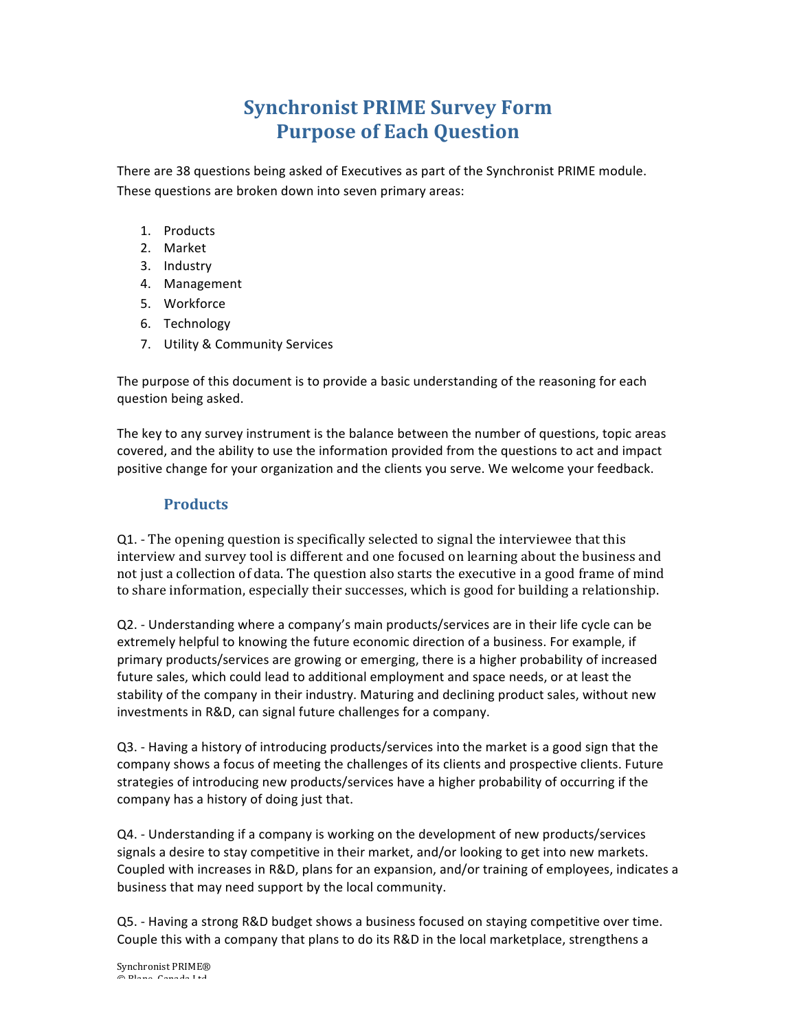# Synchronist PRIME Survey Form
# Purpose of Each Question

There are 38 questions being asked of Executives as part of the Synchronist PRIME module. These questions are broken down into seven primary areas:

1. Products
2. Market
3. Industry
4. Management
5. Workforce
6. Technology
7. Utility & Community Services

The purpose of this document is to provide a basic understanding of the reasoning for each question being asked.

The key to any survey instrument is the balance between the number of questions, topic areas covered, and the ability to use the information provided from the questions to act and impact positive change for your organization and the clients you serve. We welcome your feedback.

## Products

Q1. - The opening question is specifically selected to signal the interviewee that this interview and survey tool is different and one focused on learning about the business and not just a collection of data. The question also starts the executive in a good frame of mind to share information, especially their successes, which is good for building a relationship.

Q2. - Understanding where a company's main products/services are in their life cycle can be extremely helpful to knowing the future economic direction of a business. For example, if primary products/services are growing or emerging, there is a higher probability of increased future sales, which could lead to additional employment and space needs, or at least the stability of the company in their industry. Maturing and declining product sales, without new investments in R&D, can signal future challenges for a company.

Q3. - Having a history of introducing products/services into the market is a good sign that the company shows a focus of meeting the challenges of its clients and prospective clients. Future strategies of introducing new products/services have a higher probability of occurring if the company has a history of doing just that.

Q4. - Understanding if a company is working on the development of new products/services signals a desire to stay competitive in their market, and/or looking to get into new markets. Coupled with increases in R&D, plans for an expansion, and/or training of employees, indicates a business that may need support by the local community.

Q5. - Having a strong R&D budget shows a business focused on staying competitive over time. Couple this with a company that plans to do its R&D in the local marketplace, strengthens a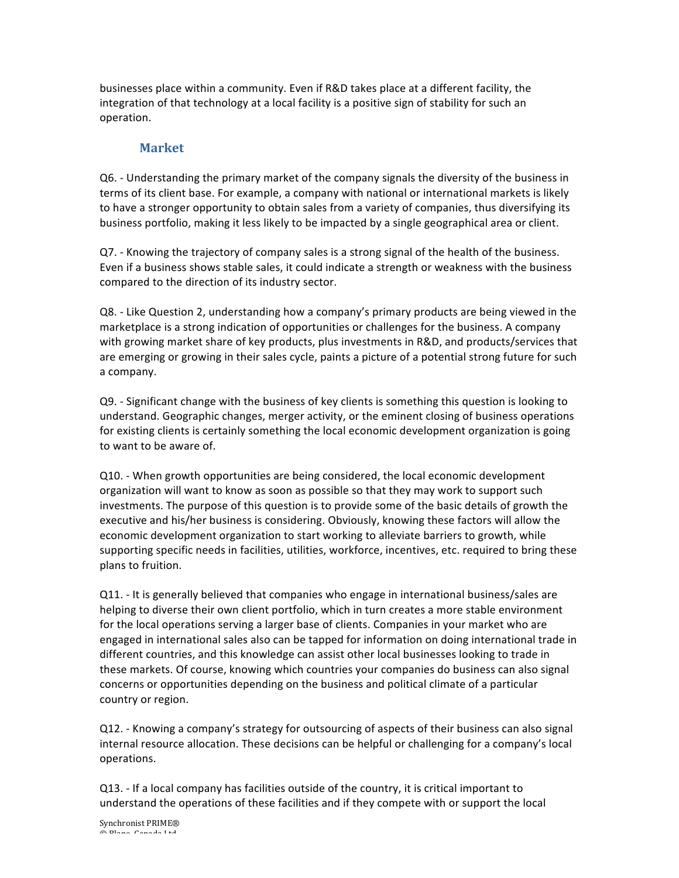businesses place within a community. Even if R&D takes place at a different facility, the integration of that technology at a local facility is a positive sign of stability for such an operation.

### Market

Q6. - Understanding the primary market of the company signals the diversity of the business in terms of its client base. For example, a company with national or international markets is likely to have a stronger opportunity to obtain sales from a variety of companies, thus diversifying its business portfolio, making it less likely to be impacted by a single geographical area or client.

Q7. - Knowing the trajectory of company sales is a strong signal of the health of the business. Even if a business shows stable sales, it could indicate a strength or weakness with the business compared to the direction of its industry sector.

Q8. - Like Question 2, understanding how a company's primary products are being viewed in the marketplace is a strong indication of opportunities or challenges for the business. A company with growing market share of key products, plus investments in R&D, and products/services that are emerging or growing in their sales cycle, paints a picture of a potential strong future for such a company.

Q9. - Significant change with the business of key clients is something this question is looking to understand. Geographic changes, merger activity, or the eminent closing of business operations for existing clients is certainly something the local economic development organization is going to want to be aware of.

Q10. - When growth opportunities are being considered, the local economic development organization will want to know as soon as possible so that they may work to support such investments. The purpose of this question is to provide some of the basic details of growth the executive and his/her business is considering. Obviously, knowing these factors will allow the economic development organization to start working to alleviate barriers to growth, while supporting specific needs in facilities, utilities, workforce, incentives, etc. required to bring these plans to fruition.

Q11. - It is generally believed that companies who engage in international business/sales are helping to diverse their own client portfolio, which in turn creates a more stable environment for the local operations serving a larger base of clients. Companies in your market who are engaged in international sales also can be tapped for information on doing international trade in different countries, and this knowledge can assist other local businesses looking to trade in these markets. Of course, knowing which countries your companies do business can also signal concerns or opportunities depending on the business and political climate of a particular country or region.

Q12. - Knowing a company's strategy for outsourcing of aspects of their business can also signal internal resource allocation. These decisions can be helpful or challenging for a company's local operations.

Q13. - If a local company has facilities outside of the country, it is critical important to understand the operations of these facilities and if they compete with or support the local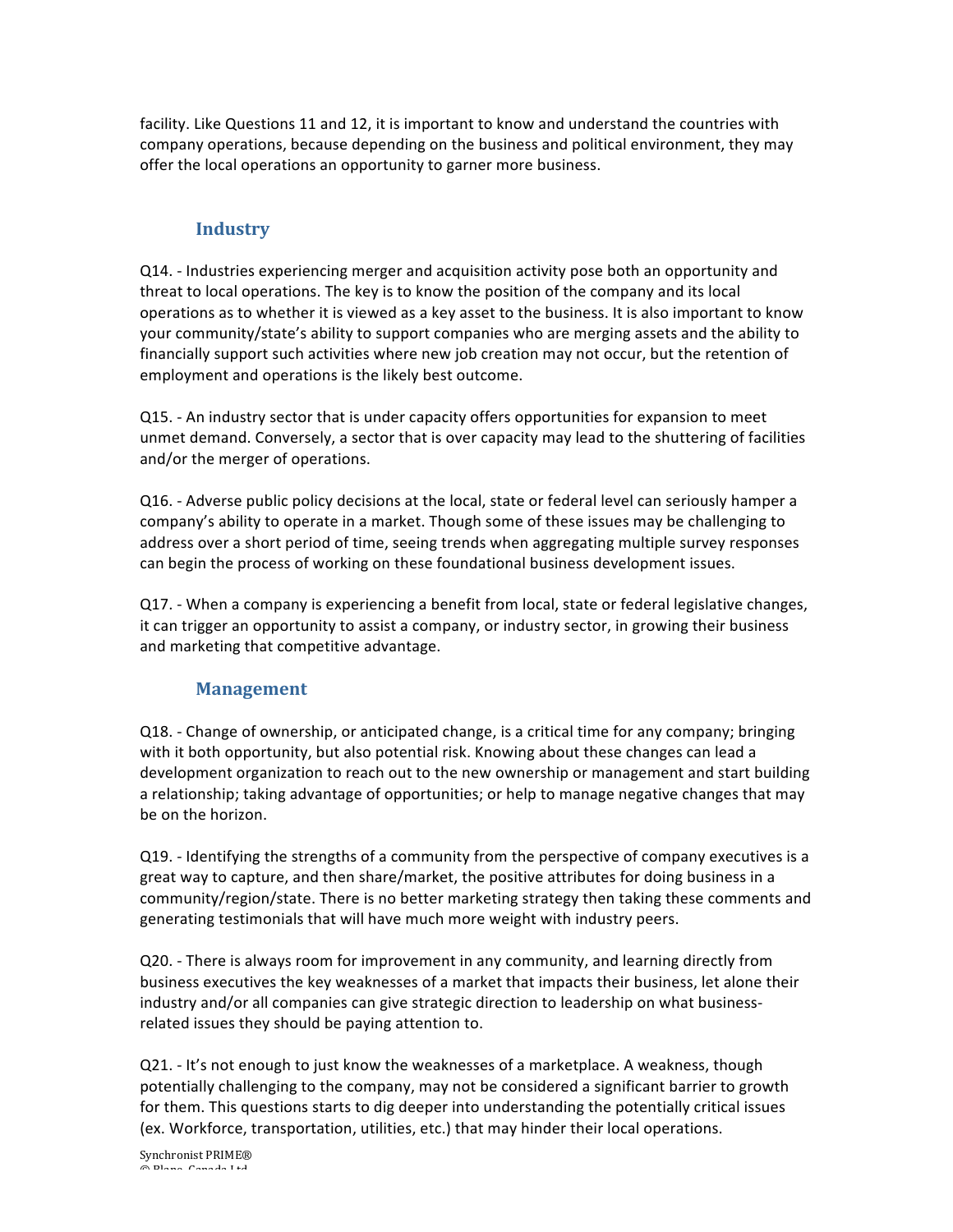facility. Like Questions 11 and 12, it is important to know and understand the countries with company operations, because depending on the business and political environment, they may offer the local operations an opportunity to garner more business.

## Industry

Q14. - Industries experiencing merger and acquisition activity pose both an opportunity and threat to local operations. The key is to know the position of the company and its local operations as to whether it is viewed as a key asset to the business. It is also important to know your community/state's ability to support companies who are merging assets and the ability to financially support such activities where new job creation may not occur, but the retention of employment and operations is the likely best outcome.

Q15. - An industry sector that is under capacity offers opportunities for expansion to meet unmet demand. Conversely, a sector that is over capacity may lead to the shuttering of facilities and/or the merger of operations.

Q16. - Adverse public policy decisions at the local, state or federal level can seriously hamper a company's ability to operate in a market. Though some of these issues may be challenging to address over a short period of time, seeing trends when aggregating multiple survey responses can begin the process of working on these foundational business development issues.

Q17. - When a company is experiencing a benefit from local, state or federal legislative changes, it can trigger an opportunity to assist a company, or industry sector, in growing their business and marketing that competitive advantage.

## Management

Q18. - Change of ownership, or anticipated change, is a critical time for any company; bringing with it both opportunity, but also potential risk. Knowing about these changes can lead a development organization to reach out to the new ownership or management and start building a relationship; taking advantage of opportunities; or help to manage negative changes that may be on the horizon.

Q19. - Identifying the strengths of a community from the perspective of company executives is a great way to capture, and then share/market, the positive attributes for doing business in a community/region/state. There is no better marketing strategy then taking these comments and generating testimonials that will have much more weight with industry peers.

Q20. - There is always room for improvement in any community, and learning directly from business executives the key weaknesses of a market that impacts their business, let alone their industry and/or all companies can give strategic direction to leadership on what business-related issues they should be paying attention to.

Q21. - It's not enough to just know the weaknesses of a marketplace. A weakness, though potentially challenging to the company, may not be considered a significant barrier to growth for them. This questions starts to dig deeper into understanding the potentially critical issues (ex. Workforce, transportation, utilities, etc.) that may hinder their local operations.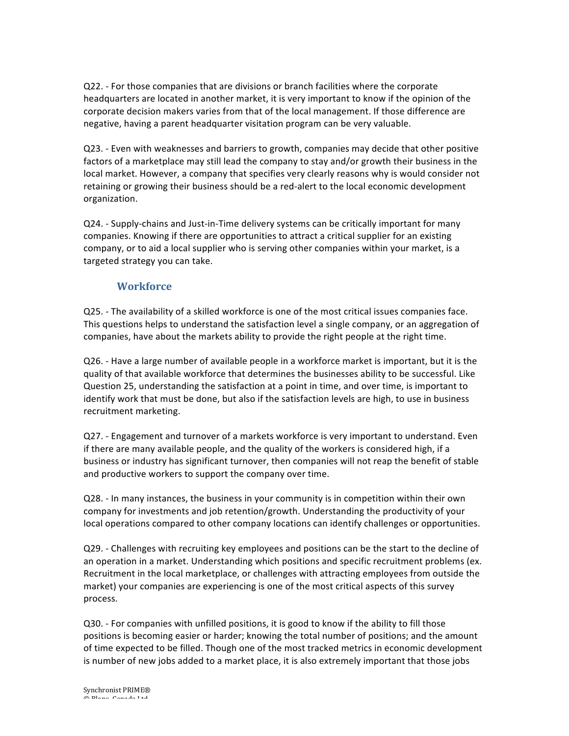Q22. - For those companies that are divisions or branch facilities where the corporate headquarters are located in another market, it is very important to know if the opinion of the corporate decision makers varies from that of the local management. If those difference are negative, having a parent headquarter visitation program can be very valuable.

Q23. - Even with weaknesses and barriers to growth, companies may decide that other positive factors of a marketplace may still lead the company to stay and/or growth their business in the local market. However, a company that specifies very clearly reasons why is would consider not retaining or growing their business should be a red-alert to the local economic development organization.

Q24. - Supply-chains and Just-in-Time delivery systems can be critically important for many companies. Knowing if there are opportunities to attract a critical supplier for an existing company, or to aid a local supplier who is serving other companies within your market, is a targeted strategy you can take.

## Workforce

Q25. - The availability of a skilled workforce is one of the most critical issues companies face. This questions helps to understand the satisfaction level a single company, or an aggregation of companies, have about the markets ability to provide the right people at the right time.

Q26. - Have a large number of available people in a workforce market is important, but it is the quality of that available workforce that determines the businesses ability to be successful. Like Question 25, understanding the satisfaction at a point in time, and over time, is important to identify work that must be done, but also if the satisfaction levels are high, to use in business recruitment marketing.

Q27. - Engagement and turnover of a markets workforce is very important to understand. Even if there are many available people, and the quality of the workers is considered high, if a business or industry has significant turnover, then companies will not reap the benefit of stable and productive workers to support the company over time.

Q28. - In many instances, the business in your community is in competition within their own company for investments and job retention/growth. Understanding the productivity of your local operations compared to other company locations can identify challenges or opportunities.

Q29. - Challenges with recruiting key employees and positions can be the start to the decline of an operation in a market. Understanding which positions and specific recruitment problems (ex. Recruitment in the local marketplace, or challenges with attracting employees from outside the market) your companies are experiencing is one of the most critical aspects of this survey process.

Q30. - For companies with unfilled positions, it is good to know if the ability to fill those positions is becoming easier or harder; knowing the total number of positions; and the amount of time expected to be filled. Though one of the most tracked metrics in economic development is number of new jobs added to a market place, it is also extremely important that those jobs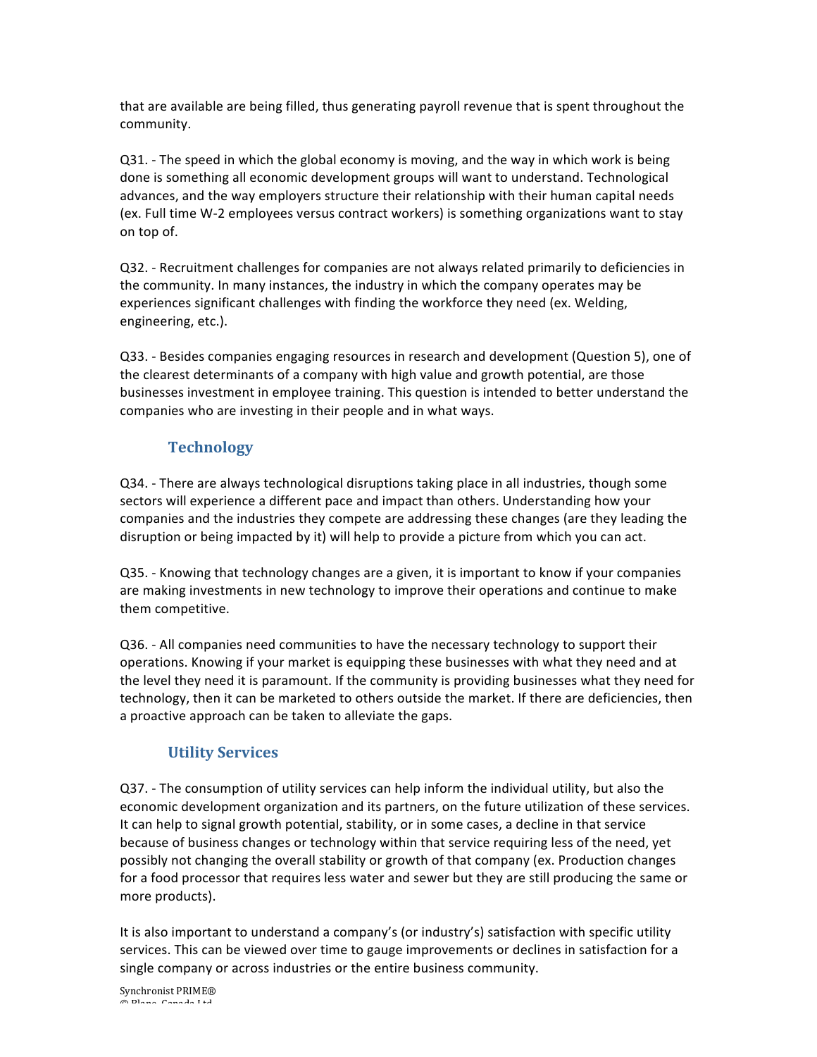that are available are being filled, thus generating payroll revenue that is spent throughout the community.

Q31. - The speed in which the global economy is moving, and the way in which work is being done is something all economic development groups will want to understand. Technological advances, and the way employers structure their relationship with their human capital needs (ex. Full time W-2 employees versus contract workers) is something organizations want to stay on top of.

Q32. - Recruitment challenges for companies are not always related primarily to deficiencies in the community. In many instances, the industry in which the company operates may be experiences significant challenges with finding the workforce they need (ex. Welding, engineering, etc.).

Q33. - Besides companies engaging resources in research and development (Question 5), one of the clearest determinants of a company with high value and growth potential, are those businesses investment in employee training. This question is intended to better understand the companies who are investing in their people and in what ways.

## Technology

Q34. - There are always technological disruptions taking place in all industries, though some sectors will experience a different pace and impact than others. Understanding how your companies and the industries they compete are addressing these changes (are they leading the disruption or being impacted by it) will help to provide a picture from which you can act.

Q35. - Knowing that technology changes are a given, it is important to know if your companies are making investments in new technology to improve their operations and continue to make them competitive.

Q36. - All companies need communities to have the necessary technology to support their operations. Knowing if your market is equipping these businesses with what they need and at the level they need it is paramount. If the community is providing businesses what they need for technology, then it can be marketed to others outside the market. If there are deficiencies, then a proactive approach can be taken to alleviate the gaps.

## Utility Services

Q37. - The consumption of utility services can help inform the individual utility, but also the economic development organization and its partners, on the future utilization of these services. It can help to signal growth potential, stability, or in some cases, a decline in that service because of business changes or technology within that service requiring less of the need, yet possibly not changing the overall stability or growth of that company (ex. Production changes for a food processor that requires less water and sewer but they are still producing the same or more products).

It is also important to understand a company's (or industry's) satisfaction with specific utility services. This can be viewed over time to gauge improvements or declines in satisfaction for a single company or across industries or the entire business community.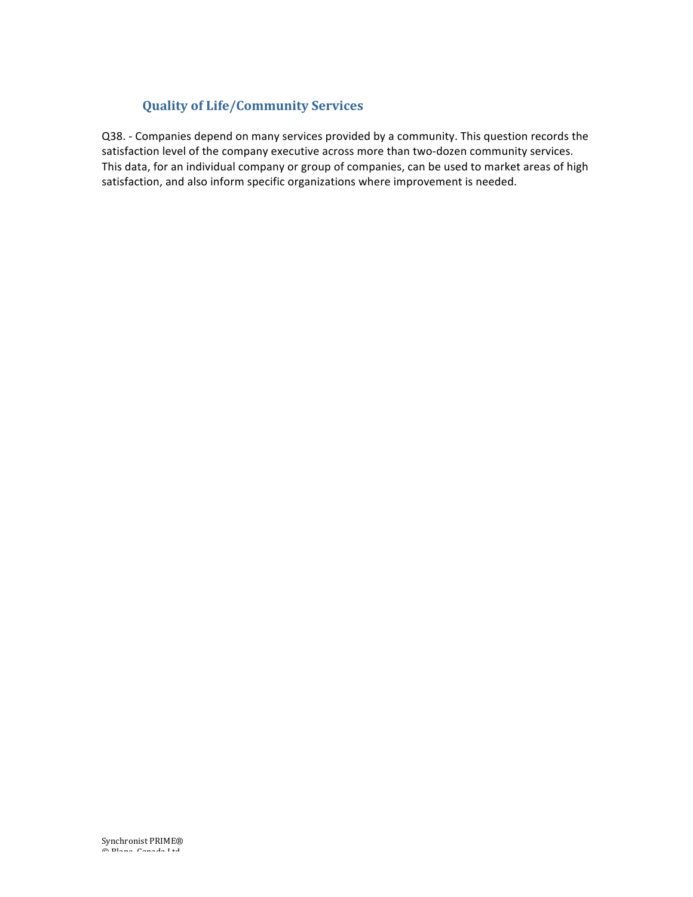## Quality of Life/Community Services

Q38. - Companies depend on many services provided by a community. This question records the satisfaction level of the company executive across more than two-dozen community services. This data, for an individual company or group of companies, can be used to market areas of high satisfaction, and also inform specific organizations where improvement is needed.